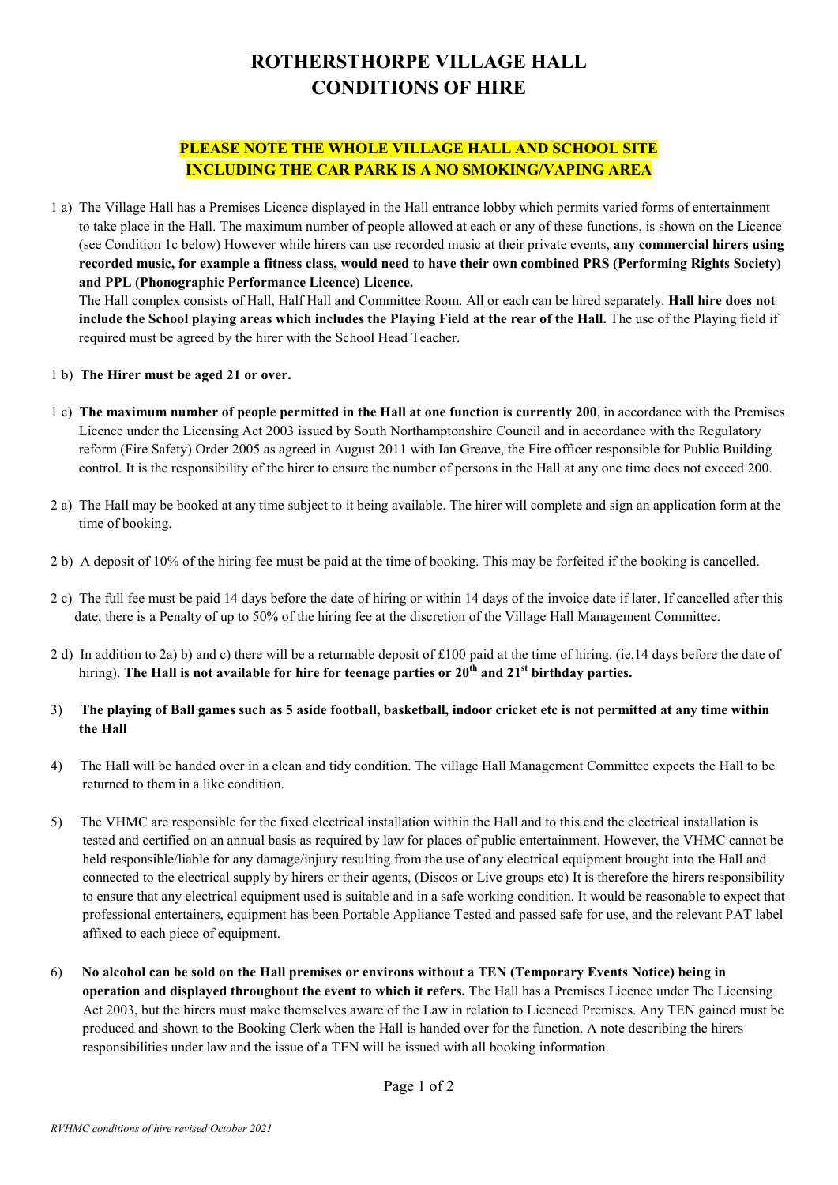# ROTHERSTHORPE VILLAGE HALL
# CONDITIONS OF HIRE

**PLEASE NOTE THE WHOLE VILLAGE HALL AND SCHOOL SITE INCLUDING THE CAR PARK IS A NO SMOKING/VAPING AREA**

1 a) The Village Hall has a Premises Licence displayed in the Hall entrance lobby which permits varied forms of entertainment to take place in the Hall. The maximum number of people allowed at each or any of these functions, is shown on the Licence (see Condition 1c below) However while hirers can use recorded music at their private events, **any commercial hirers using recorded music, for example a fitness class, would need to have their own combined PRS (Performing Rights Society) and PPL (Phonographic Performance Licence) Licence.**

The Hall complex consists of Hall, Half Hall and Committee Room. All or each can be hired separately. **Hall hire does not include the School playing areas which includes the Playing Field at the rear of the Hall.** The use of the Playing field if required must be agreed by the hirer with the School Head Teacher.

1 b) **The Hirer must be aged 21 or over.**

1 c) **The maximum number of people permitted in the Hall at one function is currently 200**, in accordance with the Premises Licence under the Licensing Act 2003 issued by South Northamptonshire Council and in accordance with the Regulatory reform (Fire Safety) Order 2005 as agreed in August 2011 with Ian Greave, the Fire officer responsible for Public Building control. It is the responsibility of the hirer to ensure the number of persons in the Hall at any one time does not exceed 200.

2 a) The Hall may be booked at any time subject to it being available. The hirer will complete and sign an application form at the time of booking.

2 b) A deposit of 10% of the hiring fee must be paid at the time of booking. This may be forfeited if the booking is cancelled.

2 c) The full fee must be paid 14 days before the date of hiring or within 14 days of the invoice date if later. If cancelled after this date, there is a Penalty of up to 50% of the hiring fee at the discretion of the Village Hall Management Committee.

2 d) In addition to 2a) b) and c) there will be a returnable deposit of £100 paid at the time of hiring. (ie,14 days before the date of hiring). **The Hall is not available for hire for teenage parties or 20th and 21st birthday parties.**

3) **The playing of Ball games such as 5 aside football, basketball, indoor cricket etc is not permitted at any time within the Hall**

4) The Hall will be handed over in a clean and tidy condition. The village Hall Management Committee expects the Hall to be returned to them in a like condition.

5) The VHMC are responsible for the fixed electrical installation within the Hall and to this end the electrical installation is tested and certified on an annual basis as required by law for places of public entertainment. However, the VHMC cannot be held responsible/liable for any damage/injury resulting from the use of any electrical equipment brought into the Hall and connected to the electrical supply by hirers or their agents, (Discos or Live groups etc) It is therefore the hirers responsibility to ensure that any electrical equipment used is suitable and in a safe working condition. It would be reasonable to expect that professional entertainers, equipment has been Portable Appliance Tested and passed safe for use, and the relevant PAT label affixed to each piece of equipment.

6) **No alcohol can be sold on the Hall premises or environs without a TEN (Temporary Events Notice) being in operation and displayed throughout the event to which it refers.** The Hall has a Premises Licence under The Licensing Act 2003, but the hirers must make themselves aware of the Law in relation to Licenced Premises. Any TEN gained must be produced and shown to the Booking Clerk when the Hall is handed over for the function. A note describing the hirers responsibilities under law and the issue of a TEN will be issued with all booking information.

*RVHMC conditions of hire revised October 2021*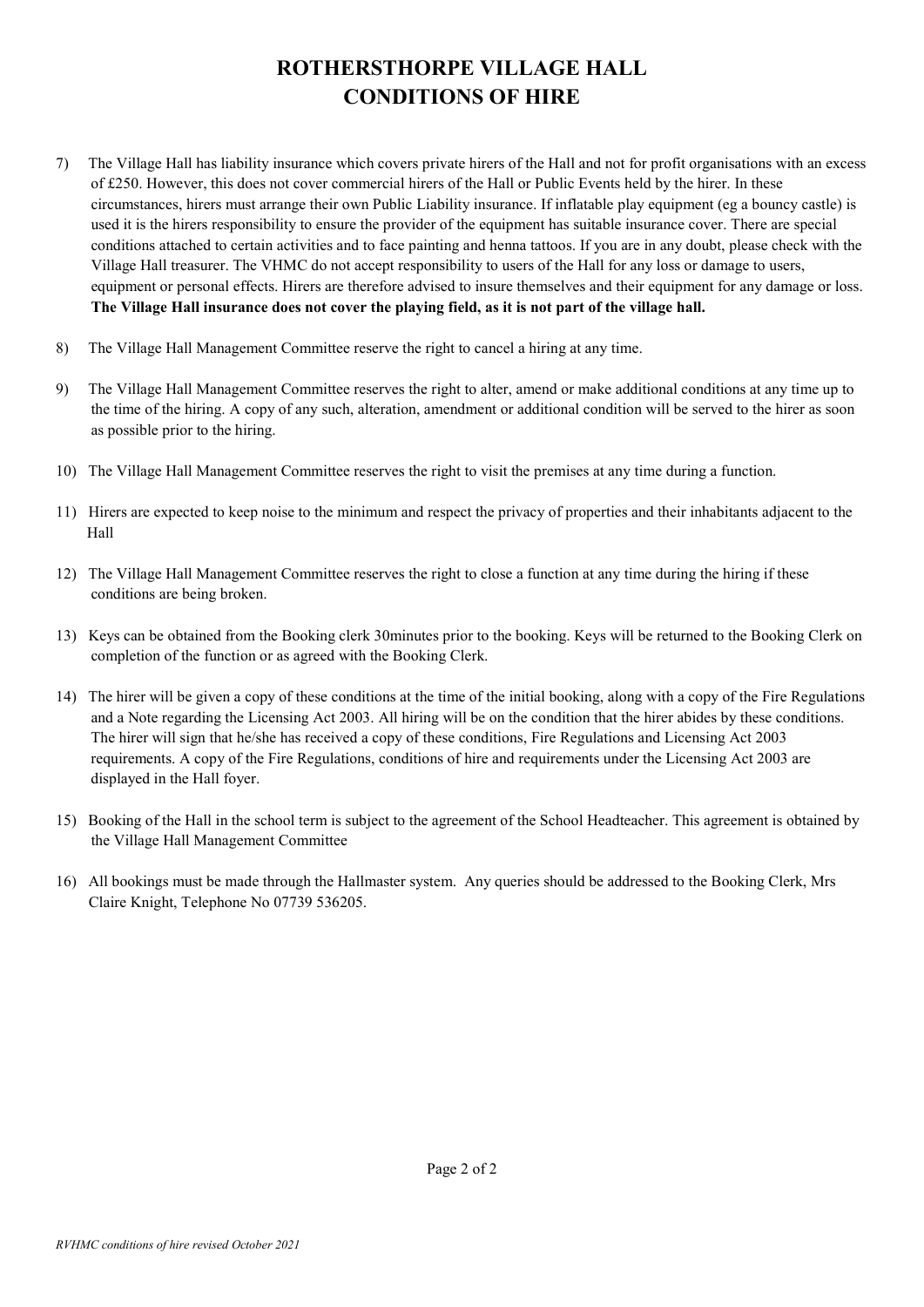# ROTHERSTHORPE VILLAGE HALL
# CONDITIONS OF HIRE

7) The Village Hall has liability insurance which covers private hirers of the Hall and not for profit organisations with an excess of £250. However, this does not cover commercial hirers of the Hall or Public Events held by the hirer. In these circumstances, hirers must arrange their own Public Liability insurance. If inflatable play equipment (eg a bouncy castle) is used it is the hirers responsibility to ensure the provider of the equipment has suitable insurance cover. There are special conditions attached to certain activities and to face painting and henna tattoos. If you are in any doubt, please check with the Village Hall treasurer. The VHMC do not accept responsibility to users of the Hall for any loss or damage to users, equipment or personal effects. Hirers are therefore advised to insure themselves and their equipment for any damage or loss. **The Village Hall insurance does not cover the playing field, as it is not part of the village hall.**

8) The Village Hall Management Committee reserve the right to cancel a hiring at any time.

9) The Village Hall Management Committee reserves the right to alter, amend or make additional conditions at any time up to the time of the hiring. A copy of any such, alteration, amendment or additional condition will be served to the hirer as soon as possible prior to the hiring.

10) The Village Hall Management Committee reserves the right to visit the premises at any time during a function.

11) Hirers are expected to keep noise to the minimum and respect the privacy of properties and their inhabitants adjacent to the Hall

12) The Village Hall Management Committee reserves the right to close a function at any time during the hiring if these conditions are being broken.

13) Keys can be obtained from the Booking clerk 30minutes prior to the booking. Keys will be returned to the Booking Clerk on completion of the function or as agreed with the Booking Clerk.

14) The hirer will be given a copy of these conditions at the time of the initial booking, along with a copy of the Fire Regulations and a Note regarding the Licensing Act 2003. All hiring will be on the condition that the hirer abides by these conditions. The hirer will sign that he/she has received a copy of these conditions, Fire Regulations and Licensing Act 2003 requirements. A copy of the Fire Regulations, conditions of hire and requirements under the Licensing Act 2003 are displayed in the Hall foyer.

15) Booking of the Hall in the school term is subject to the agreement of the School Headteacher. This agreement is obtained by the Village Hall Management Committee

16) All bookings must be made through the Hallmaster system. Any queries should be addressed to the Booking Clerk, Mrs Claire Knight, Telephone No 07739 536205.

*RVHMC conditions of hire revised October 2021*